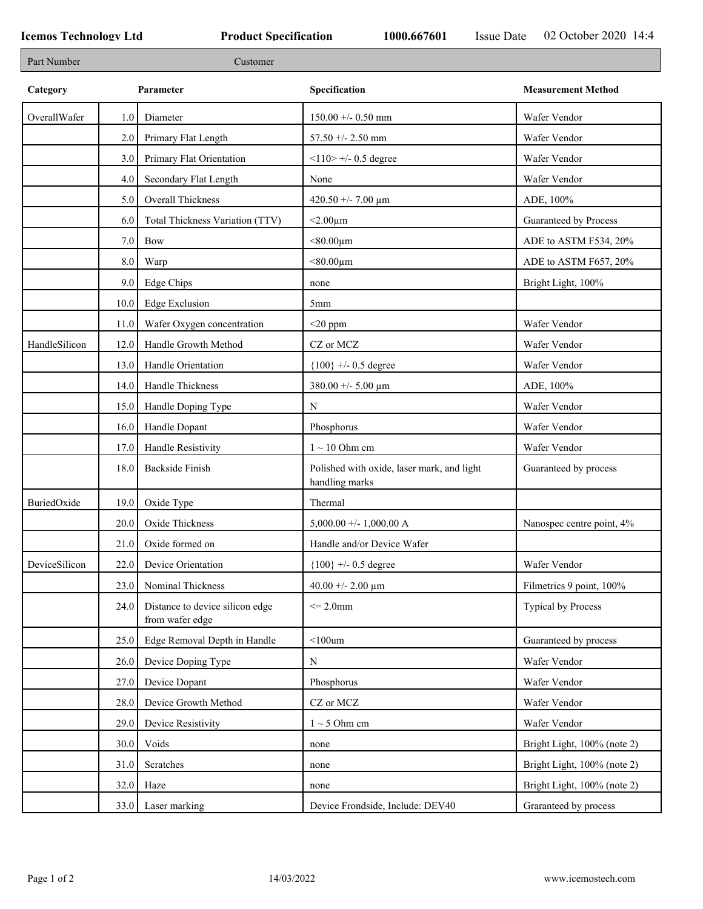**Icemos Technology Ltd** **Product Specification** **1000.667601** Issue Date 02 October 2020 14:4

| Part Number | Customer |
|---|---|

| Category | | Parameter | Specification | Measurement Method |
|---|---|---|---|---|
| OverallWafer | 1.0 | Diameter | 150.00 +/- 0.50 mm | Wafer Vendor |
| | 2.0 | Primary Flat Length | 57.50 +/- 2.50 mm | Wafer Vendor |
| | 3.0 | Primary Flat Orientation | <110> +/- 0.5 degree | Wafer Vendor |
| | 4.0 | Secondary Flat Length | None | Wafer Vendor |
| | 5.0 | Overall Thickness | 420.50 +/- 7.00 µm | ADE, 100% |
| | 6.0 | Total Thickness Variation (TTV) | <2.00µm | Guaranteed by Process |
| | 7.0 | Bow | <80.00µm | ADE to ASTM F534, 20% |
| | 8.0 | Warp | <80.00µm | ADE to ASTM F657, 20% |
| | 9.0 | Edge Chips | none | Bright Light, 100% |
| | 10.0 | Edge Exclusion | 5mm | |
| | 11.0 | Wafer Oxygen concentration | <20 ppm | Wafer Vendor |
| HandleSilicon | 12.0 | Handle Growth Method | CZ or MCZ | Wafer Vendor |
| | 13.0 | Handle Orientation | {100} +/- 0.5 degree | Wafer Vendor |
| | 14.0 | Handle Thickness | 380.00 +/- 5.00 µm | ADE, 100% |
| | 15.0 | Handle Doping Type | N | Wafer Vendor |
| | 16.0 | Handle Dopant | Phosphorus | Wafer Vendor |
| | 17.0 | Handle Resistivity | 1 ~ 10 Ohm cm | Wafer Vendor |
| | 18.0 | Backside Finish | Polished with oxide, laser mark, and light handling marks | Guaranteed by process |
| BuriedOxide | 19.0 | Oxide Type | Thermal | |
| | 20.0 | Oxide Thickness | 5,000.00 +/- 1,000.00 A | Nanospec centre point, 4% |
| | 21.0 | Oxide formed on | Handle and/or Device Wafer | |
| DeviceSilicon | 22.0 | Device Orientation | {100} +/- 0.5 degree | Wafer Vendor |
| | 23.0 | Nominal Thickness | 40.00 +/- 2.00 µm | Filmetrics 9 point, 100% |
| | 24.0 | Distance to device silicon edge from wafer edge | <= 2.0mm | Typical by Process |
| | 25.0 | Edge Removal Depth in Handle | <100um | Guaranteed by process |
| | 26.0 | Device Doping Type | N | Wafer Vendor |
| | 27.0 | Device Dopant | Phosphorus | Wafer Vendor |
| | 28.0 | Device Growth Method | CZ or MCZ | Wafer Vendor |
| | 29.0 | Device Resistivity | 1 ~ 5 Ohm cm | Wafer Vendor |
| | 30.0 | Voids | none | Bright Light, 100% (note 2) |
| | 31.0 | Scratches | none | Bright Light, 100% (note 2) |
| | 32.0 | Haze | none | Bright Light, 100% (note 2) |
| | 33.0 | Laser marking | Device Frondside, Include: DEV40 | Graranteed by process |

14/03/2022 www.icemostech.com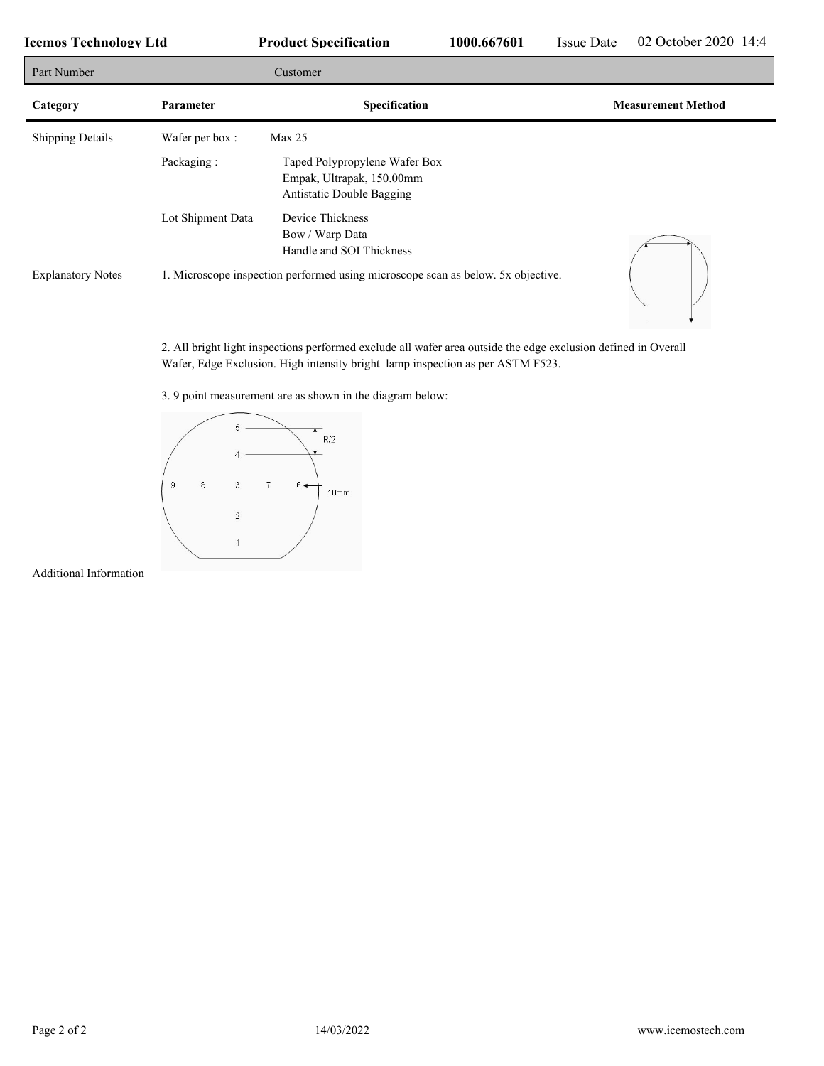| Part Number | Customer | |
|---|---|---|

| Category | Parameter | Specification | Measurement Method |
|---|---|---|---|
| Shipping Details | Wafer per box : | Max 25 | |
| | Packaging : | Taped Polypropylene Wafer Box<br>Empak, Ultrapak, 150.00mm<br>Antistatic Double Bagging | |
| | Lot Shipment Data | Device Thickness<br>Bow / Warp Data<br>Handle and SOI Thickness | |
| Explanatory Notes | 1. Microscope inspection performed using microscope scan as below. 5x objective. | | |

2. All bright light inspections performed exclude all wafer area outside the edge exclusion defined in Overall Wafer, Edge Exclusion. High intensity bright lamp inspection as per ASTM F523.

3. 9 point measurement are as shown in the diagram below:

5
4
R/2
9 8 3 7 6
10mm
2
1

Additional Information